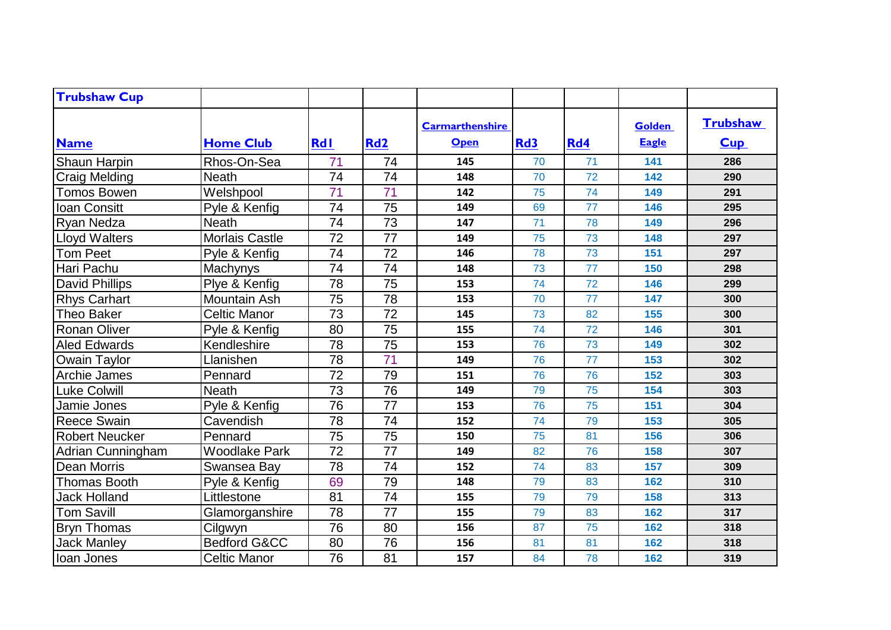| **Trubshaw Cup** | | | | | | | | |
|---|---|---|---|---|---|---|---|---|
| **Name** | **Home Club** | **Rd1** | **Rd2** | **Carmarthenshire Open** | **Rd3** | **Rd4** | **Golden Eagle** | **Trubshaw Cup** |
| Shaun Harpin | Rhos-On-Sea | 71 | 74 | 145 | 70 | 71 | 141 | 286 |
| Craig Melding | Neath | 74 | 74 | 148 | 70 | 72 | 142 | 290 |
| Tomos Bowen | Welshpool | 71 | 71 | 142 | 75 | 74 | 149 | 291 |
| Ioan Consitt | Pyle & Kenfig | 74 | 75 | 149 | 69 | 77 | 146 | 295 |
| Ryan Nedza | Neath | 74 | 73 | 147 | 71 | 78 | 149 | 296 |
| Lloyd Walters | Morlais Castle | 72 | 77 | 149 | 75 | 73 | 148 | 297 |
| Tom Peet | Pyle & Kenfig | 74 | 72 | 146 | 78 | 73 | 151 | 297 |
| Hari Pachu | Machynys | 74 | 74 | 148 | 73 | 77 | 150 | 298 |
| David Phillips | Plye & Kenfig | 78 | 75 | 153 | 74 | 72 | 146 | 299 |
| Rhys Carhart | Mountain Ash | 75 | 78 | 153 | 70 | 77 | 147 | 300 |
| Theo Baker | Celtic Manor | 73 | 72 | 145 | 73 | 82 | 155 | 300 |
| Ronan Oliver | Pyle & Kenfig | 80 | 75 | 155 | 74 | 72 | 146 | 301 |
| Aled Edwards | Kendleshire | 78 | 75 | 153 | 76 | 73 | 149 | 302 |
| Owain Taylor | Llanishen | 78 | 71 | 149 | 76 | 77 | 153 | 302 |
| Archie James | Pennard | 72 | 79 | 151 | 76 | 76 | 152 | 303 |
| Luke Colwill | Neath | 73 | 76 | 149 | 79 | 75 | 154 | 303 |
| Jamie Jones | Pyle & Kenfig | 76 | 77 | 153 | 76 | 75 | 151 | 304 |
| Reece Swain | Cavendish | 78 | 74 | 152 | 74 | 79 | 153 | 305 |
| Robert Neucker | Pennard | 75 | 75 | 150 | 75 | 81 | 156 | 306 |
| Adrian Cunningham | Woodlake Park | 72 | 77 | 149 | 82 | 76 | 158 | 307 |
| Dean Morris | Swansea Bay | 78 | 74 | 152 | 74 | 83 | 157 | 309 |
| Thomas Booth | Pyle & Kenfig | 69 | 79 | 148 | 79 | 83 | 162 | 310 |
| Jack Holland | Littlestone | 81 | 74 | 155 | 79 | 79 | 158 | 313 |
| Tom Savill | Glamorganshire | 78 | 77 | 155 | 79 | 83 | 162 | 317 |
| Bryn Thomas | Cilgwyn | 76 | 80 | 156 | 87 | 75 | 162 | 318 |
| Jack Manley | Bedford G&CC | 80 | 76 | 156 | 81 | 81 | 162 | 318 |
| Ioan Jones | Celtic Manor | 76 | 81 | 157 | 84 | 78 | 162 | 319 |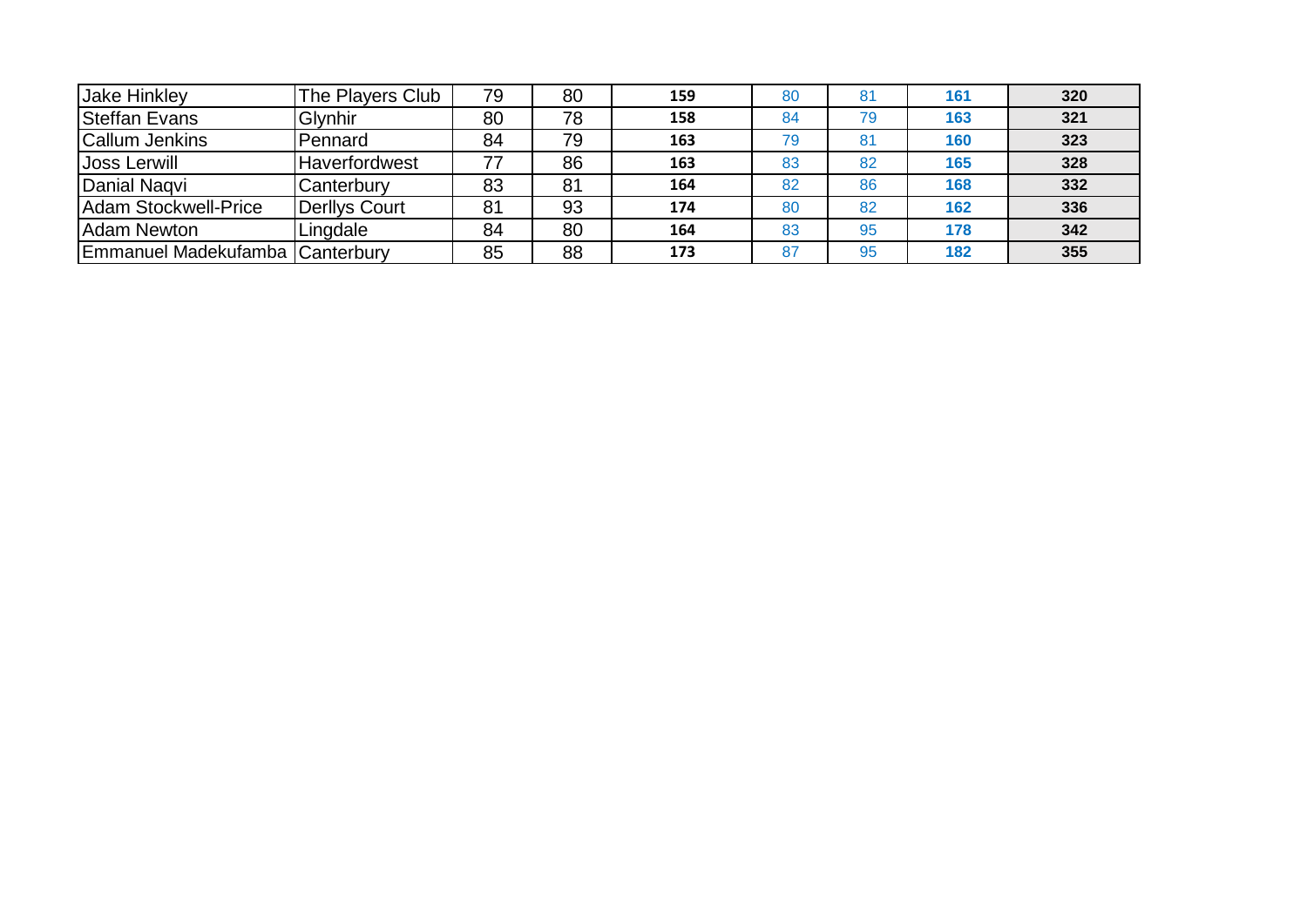| | | | | | | | | |
|---|---|---|---|---|---|---|---|---|
| Jake Hinkley | The Players Club | 79 | 80 | **159** | 80 | 81 | **161** | **320** |
| Steffan Evans | Glynhir | 80 | 78 | **158** | 84 | 79 | **163** | **321** |
| Callum Jenkins | Pennard | 84 | 79 | **163** | 79 | 81 | **160** | **323** |
| Joss Lerwill | Haverfordwest | 77 | 86 | **163** | 83 | 82 | **165** | **328** |
| Danial Naqvi | Canterbury | 83 | 81 | **164** | 82 | 86 | **168** | **332** |
| Adam Stockwell-Price | Derllys Court | 81 | 93 | **174** | 80 | 82 | **162** | **336** |
| Adam Newton | Lingdale | 84 | 80 | **164** | 83 | 95 | **178** | **342** |
| Emmanuel Madekufamba | Canterbury | 85 | 88 | **173** | 87 | 95 | **182** | **355** |